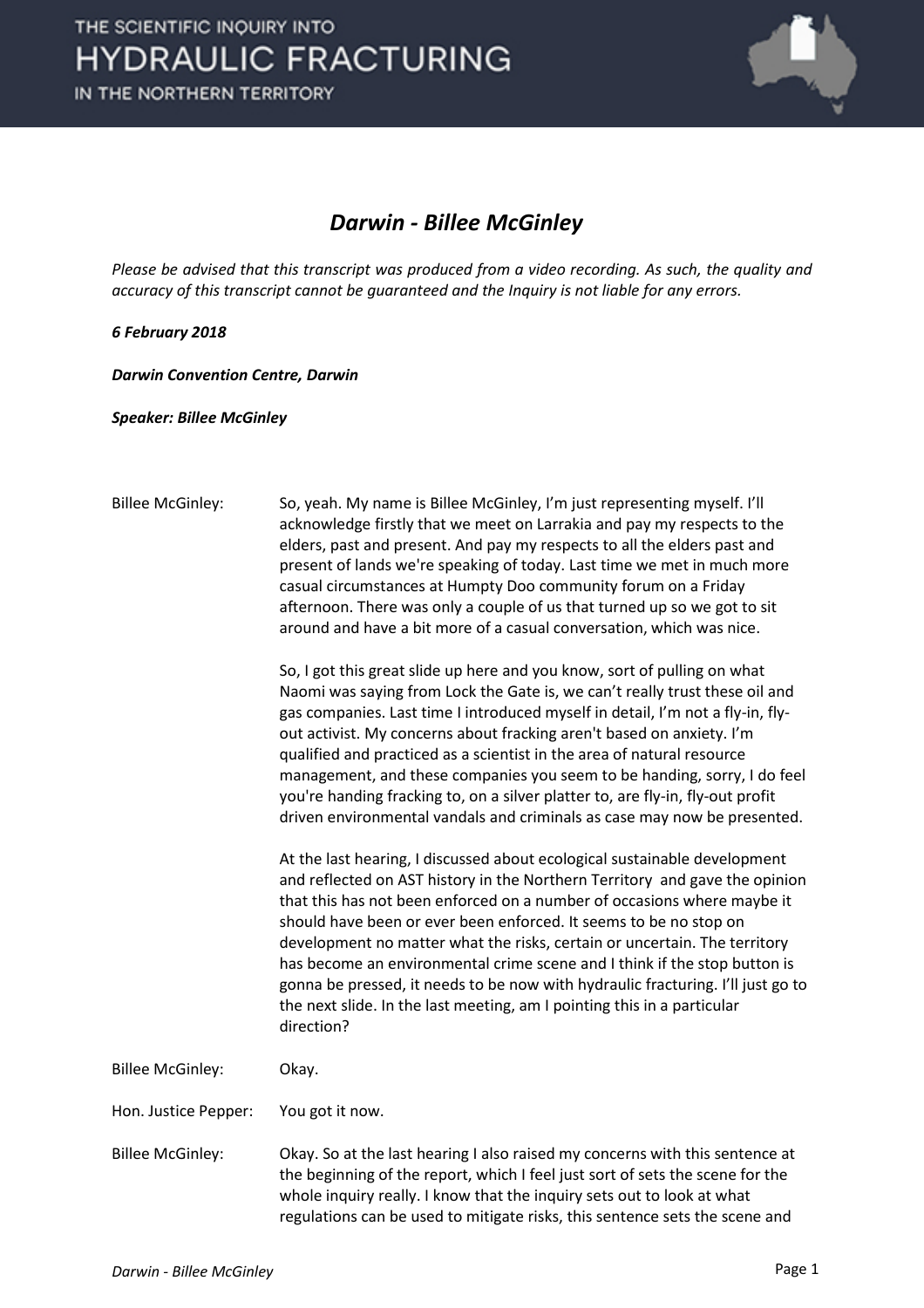# *Darwin - Billee McGinley*

*Please be advised that this transcript was produced from a video recording. As such, the quality and accuracy of this transcript cannot be guaranteed and the Inquiry is not liable for any errors.*

***6 February 2018***

***Darwin Convention Centre, Darwin***

***Speaker: Billee McGinley***

Billee McGinley: So, yeah. My name is Billee McGinley, I'm just representing myself. I'll acknowledge firstly that we meet on Larrakia and pay my respects to the elders, past and present. And pay my respects to all the elders past and present of lands we're speaking of today. Last time we met in much more casual circumstances at Humpty Doo community forum on a Friday afternoon. There was only a couple of us that turned up so we got to sit around and have a bit more of a casual conversation, which was nice.

So, I got this great slide up here and you know, sort of pulling on what Naomi was saying from Lock the Gate is, we can't really trust these oil and gas companies. Last time I introduced myself in detail, I'm not a fly-in, fly-out activist. My concerns about fracking aren't based on anxiety. I'm qualified and practiced as a scientist in the area of natural resource management, and these companies you seem to be handing, sorry, I do feel you're handing fracking to, on a silver platter to, are fly-in, fly-out profit driven environmental vandals and criminals as case may now be presented.

At the last hearing, I discussed about ecological sustainable development and reflected on AST history in the Northern Territory and gave the opinion that this has not been enforced on a number of occasions where maybe it should have been or ever been enforced. It seems to be no stop on development no matter what the risks, certain or uncertain. The territory has become an environmental crime scene and I think if the stop button is gonna be pressed, it needs to be now with hydraulic fracturing. I'll just go to the next slide. In the last meeting, am I pointing this in a particular direction?

Billee McGinley: Okay.

Hon. Justice Pepper: You got it now.

Billee McGinley: Okay. So at the last hearing I also raised my concerns with this sentence at the beginning of the report, which I feel just sort of sets the scene for the whole inquiry really. I know that the inquiry sets out to look at what regulations can be used to mitigate risks, this sentence sets the scene and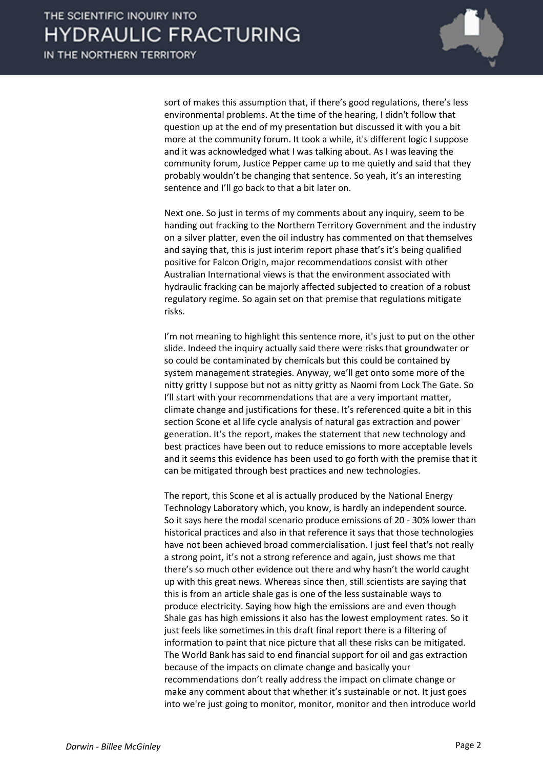sort of makes this assumption that, if there's good regulations, there's less environmental problems. At the time of the hearing, I didn't follow that question up at the end of my presentation but discussed it with you a bit more at the community forum. It took a while, it's different logic I suppose and it was acknowledged what I was talking about. As I was leaving the community forum, Justice Pepper came up to me quietly and said that they probably wouldn't be changing that sentence. So yeah, it's an interesting sentence and I'll go back to that a bit later on.

Next one. So just in terms of my comments about any inquiry, seem to be handing out fracking to the Northern Territory Government and the industry on a silver platter, even the oil industry has commented on that themselves and saying that, this is just interim report phase that's it's being qualified positive for Falcon Origin, major recommendations consist with other Australian International views is that the environment associated with hydraulic fracking can be majorly affected subjected to creation of a robust regulatory regime. So again set on that premise that regulations mitigate risks.

I'm not meaning to highlight this sentence more, it's just to put on the other slide. Indeed the inquiry actually said there were risks that groundwater or so could be contaminated by chemicals but this could be contained by system management strategies. Anyway, we'll get onto some more of the nitty gritty I suppose but not as nitty gritty as Naomi from Lock The Gate. So I'll start with your recommendations that are a very important matter, climate change and justifications for these. It's referenced quite a bit in this section Scone et al life cycle analysis of natural gas extraction and power generation. It's the report, makes the statement that new technology and best practices have been out to reduce emissions to more acceptable levels and it seems this evidence has been used to go forth with the premise that it can be mitigated through best practices and new technologies.

The report, this Scone et al is actually produced by the National Energy Technology Laboratory which, you know, is hardly an independent source. So it says here the modal scenario produce emissions of 20 - 30% lower than historical practices and also in that reference it says that those technologies have not been achieved broad commercialisation. I just feel that's not really a strong point, it's not a strong reference and again, just shows me that there's so much other evidence out there and why hasn't the world caught up with this great news. Whereas since then, still scientists are saying that this is from an article shale gas is one of the less sustainable ways to produce electricity. Saying how high the emissions are and even though Shale gas has high emissions it also has the lowest employment rates. So it just feels like sometimes in this draft final report there is a filtering of information to paint that nice picture that all these risks can be mitigated. The World Bank has said to end financial support for oil and gas extraction because of the impacts on climate change and basically your recommendations don't really address the impact on climate change or make any comment about that whether it's sustainable or not. It just goes into we're just going to monitor, monitor, monitor and then introduce world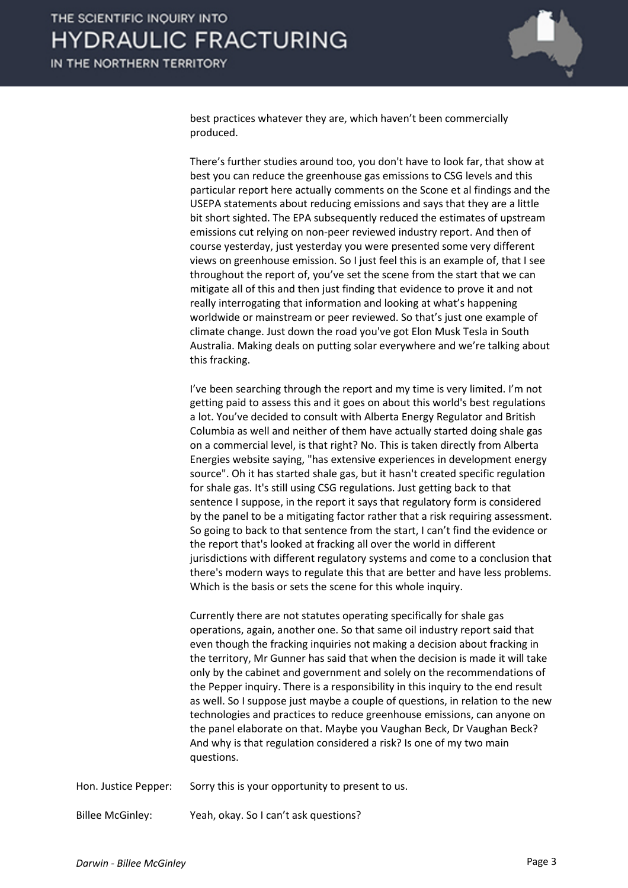best practices whatever they are, which haven't been commercially produced.

There's further studies around too, you don't have to look far, that show at best you can reduce the greenhouse gas emissions to CSG levels and this particular report here actually comments on the Scone et al findings and the USEPA statements about reducing emissions and says that they are a little bit short sighted. The EPA subsequently reduced the estimates of upstream emissions cut relying on non-peer reviewed industry report. And then of course yesterday, just yesterday you were presented some very different views on greenhouse emission. So I just feel this is an example of, that I see throughout the report of, you've set the scene from the start that we can mitigate all of this and then just finding that evidence to prove it and not really interrogating that information and looking at what's happening worldwide or mainstream or peer reviewed. So that's just one example of climate change. Just down the road you've got Elon Musk Tesla in South Australia. Making deals on putting solar everywhere and we're talking about this fracking.

I've been searching through the report and my time is very limited. I'm not getting paid to assess this and it goes on about this world's best regulations a lot. You've decided to consult with Alberta Energy Regulator and British Columbia as well and neither of them have actually started doing shale gas on a commercial level, is that right? No. This is taken directly from Alberta Energies website saying, "has extensive experiences in development energy source". Oh it has started shale gas, but it hasn't created specific regulation for shale gas. It's still using CSG regulations. Just getting back to that sentence I suppose, in the report it says that regulatory form is considered by the panel to be a mitigating factor rather that a risk requiring assessment. So going to back to that sentence from the start, I can't find the evidence or the report that's looked at fracking all over the world in different jurisdictions with different regulatory systems and come to a conclusion that there's modern ways to regulate this that are better and have less problems. Which is the basis or sets the scene for this whole inquiry.

Currently there are not statutes operating specifically for shale gas operations, again, another one. So that same oil industry report said that even though the fracking inquiries not making a decision about fracking in the territory, Mr Gunner has said that when the decision is made it will take only by the cabinet and government and solely on the recommendations of the Pepper inquiry. There is a responsibility in this inquiry to the end result as well. So I suppose just maybe a couple of questions, in relation to the new technologies and practices to reduce greenhouse emissions, can anyone on the panel elaborate on that. Maybe you Vaughan Beck, Dr Vaughan Beck? And why is that regulation considered a risk? Is one of my two main questions.

Hon. Justice Pepper: Sorry this is your opportunity to present to us.

Billee McGinley: Yeah, okay. So I can't ask questions?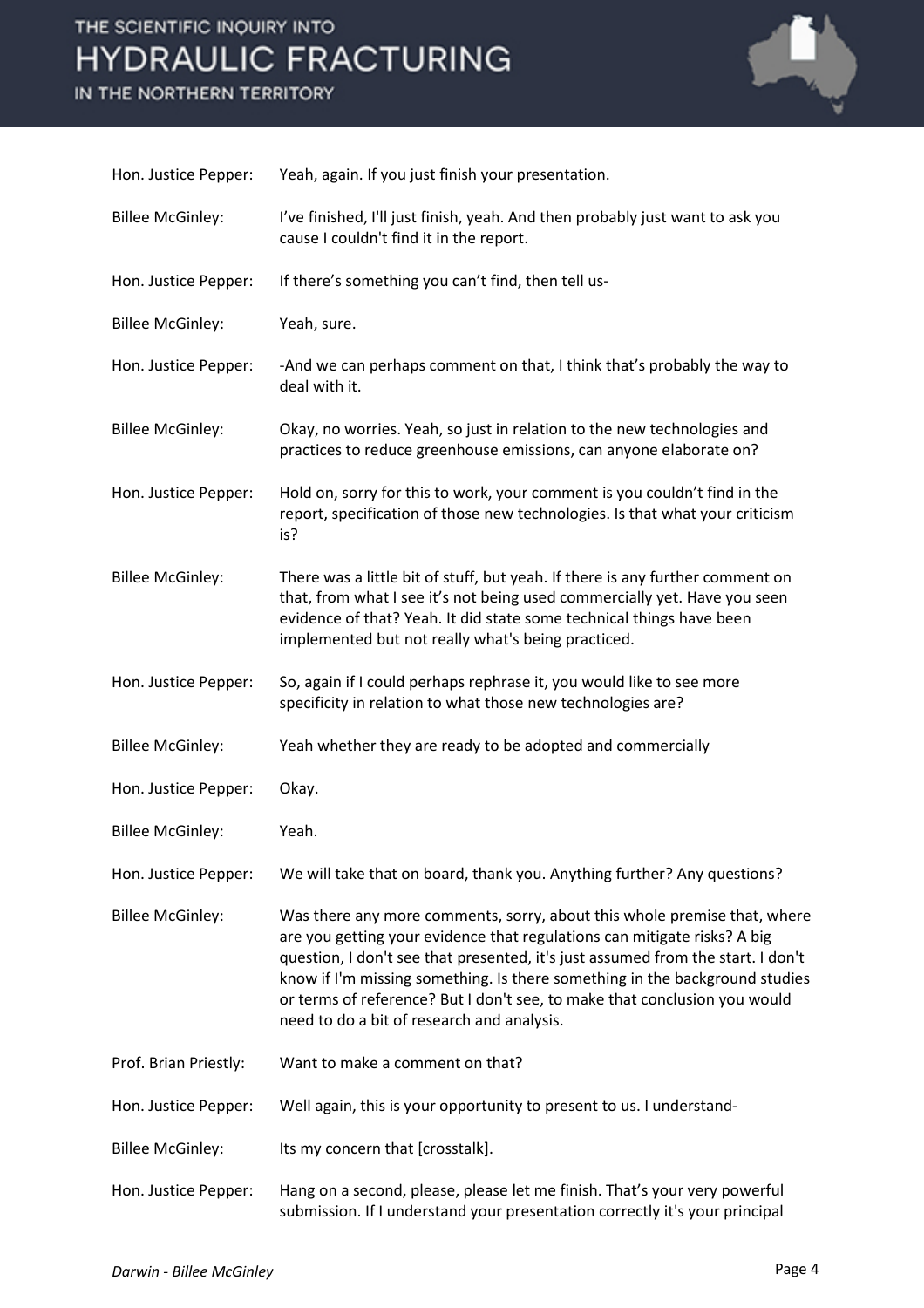| | |
|---|---|
| Hon. Justice Pepper: | Yeah, again. If you just finish your presentation. |
| Billee McGinley: | I've finished, I'll just finish, yeah. And then probably just want to ask you cause I couldn't find it in the report. |
| Hon. Justice Pepper: | If there's something you can't find, then tell us- |
| Billee McGinley: | Yeah, sure. |
| Hon. Justice Pepper: | -And we can perhaps comment on that, I think that's probably the way to deal with it. |
| Billee McGinley: | Okay, no worries. Yeah, so just in relation to the new technologies and practices to reduce greenhouse emissions, can anyone elaborate on? |
| Hon. Justice Pepper: | Hold on, sorry for this to work, your comment is you couldn't find in the report, specification of those new technologies. Is that what your criticism is? |
| Billee McGinley: | There was a little bit of stuff, but yeah. If there is any further comment on that, from what I see it's not being used commercially yet. Have you seen evidence of that? Yeah. It did state some technical things have been implemented but not really what's being practiced. |
| Hon. Justice Pepper: | So, again if I could perhaps rephrase it, you would like to see more specificity in relation to what those new technologies are? |
| Billee McGinley: | Yeah whether they are ready to be adopted and commercially |
| Hon. Justice Pepper: | Okay. |
| Billee McGinley: | Yeah. |
| Hon. Justice Pepper: | We will take that on board, thank you. Anything further? Any questions? |
| Billee McGinley: | Was there any more comments, sorry, about this whole premise that, where are you getting your evidence that regulations can mitigate risks? A big question, I don't see that presented, it's just assumed from the start. I don't know if I'm missing something. Is there something in the background studies or terms of reference? But I don't see, to make that conclusion you would need to do a bit of research and analysis. |
| Prof. Brian Priestly: | Want to make a comment on that? |
| Hon. Justice Pepper: | Well again, this is your opportunity to present to us. I understand- |
| Billee McGinley: | Its my concern that [crosstalk]. |
| Hon. Justice Pepper: | Hang on a second, please, please let me finish. That's your very powerful submission. If I understand your presentation correctly it's your principal |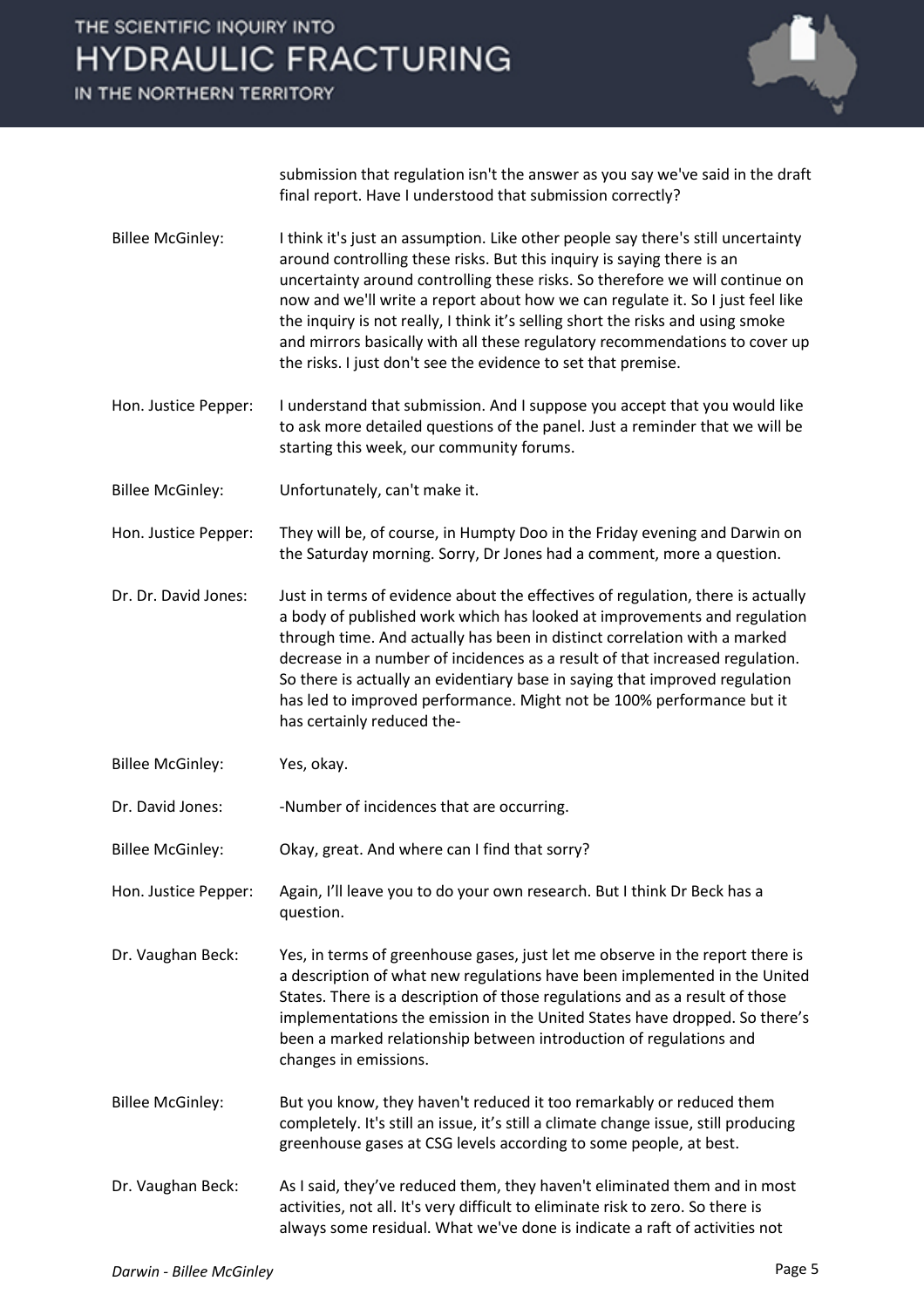| | |
|---|---|
| | submission that regulation isn't the answer as you say we've said in the draft final report. Have I understood that submission correctly? |
| Billee McGinley: | I think it's just an assumption. Like other people say there's still uncertainty around controlling these risks. But this inquiry is saying there is an uncertainty around controlling these risks. So therefore we will continue on now and we'll write a report about how we can regulate it. So I just feel like the inquiry is not really, I think it's selling short the risks and using smoke and mirrors basically with all these regulatory recommendations to cover up the risks. I just don't see the evidence to set that premise. |
| Hon. Justice Pepper: | I understand that submission. And I suppose you accept that you would like to ask more detailed questions of the panel. Just a reminder that we will be starting this week, our community forums. |
| Billee McGinley: | Unfortunately, can't make it. |
| Hon. Justice Pepper: | They will be, of course, in Humpty Doo in the Friday evening and Darwin on the Saturday morning. Sorry, Dr Jones had a comment, more a question. |
| Dr. Dr. David Jones: | Just in terms of evidence about the effectives of regulation, there is actually a body of published work which has looked at improvements and regulation through time. And actually has been in distinct correlation with a marked decrease in a number of incidences as a result of that increased regulation. So there is actually an evidentiary base in saying that improved regulation has led to improved performance. Might not be 100% performance but it has certainly reduced the- |
| Billee McGinley: | Yes, okay. |
| Dr. David Jones: | -Number of incidences that are occurring. |
| Billee McGinley: | Okay, great. And where can I find that sorry? |
| Hon. Justice Pepper: | Again, I'll leave you to do your own research. But I think Dr Beck has a question. |
| Dr. Vaughan Beck: | Yes, in terms of greenhouse gases, just let me observe in the report there is a description of what new regulations have been implemented in the United States. There is a description of those regulations and as a result of those implementations the emission in the United States have dropped. So there's been a marked relationship between introduction of regulations and changes in emissions. |
| Billee McGinley: | But you know, they haven't reduced it too remarkably or reduced them completely. It's still an issue, it's still a climate change issue, still producing greenhouse gases at CSG levels according to some people, at best. |
| Dr. Vaughan Beck: | As I said, they've reduced them, they haven't eliminated them and in most activities, not all. It's very difficult to eliminate risk to zero. So there is always some residual. What we've done is indicate a raft of activities not |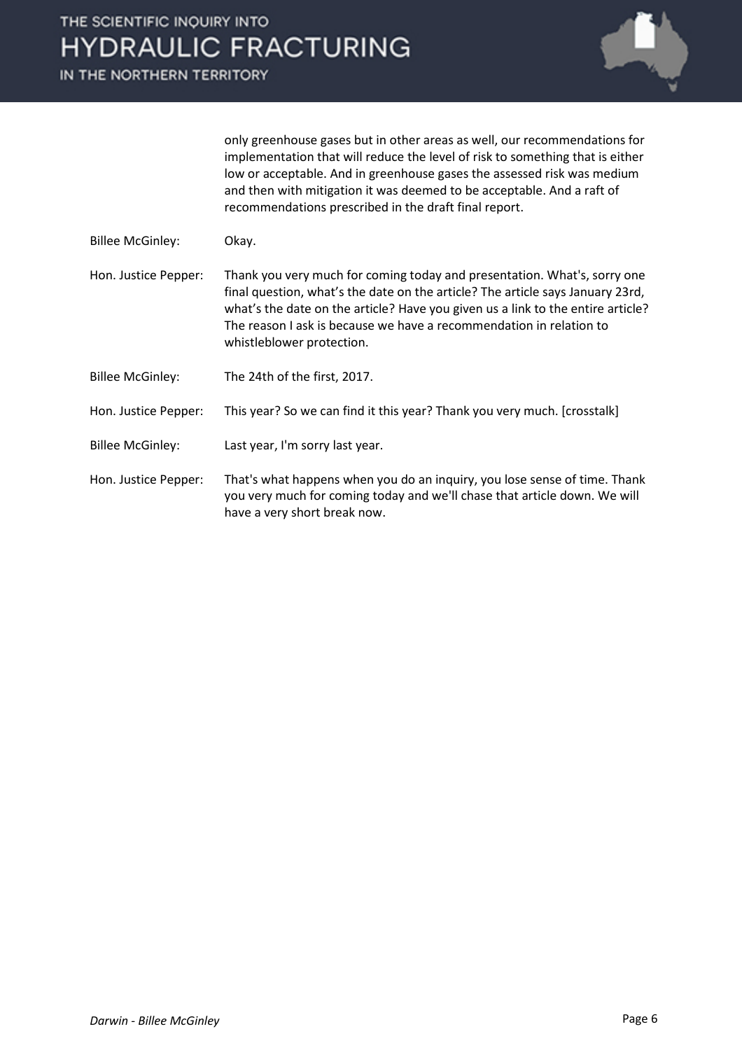| | |
|---|---|
| | only greenhouse gases but in other areas as well, our recommendations for implementation that will reduce the level of risk to something that is either low or acceptable. And in greenhouse gases the assessed risk was medium and then with mitigation it was deemed to be acceptable. And a raft of recommendations prescribed in the draft final report. |
| Billee McGinley: | Okay. |
| Hon. Justice Pepper: | Thank you very much for coming today and presentation. What's, sorry one final question, what's the date on the article? The article says January 23rd, what's the date on the article? Have you given us a link to the entire article? The reason I ask is because we have a recommendation in relation to whistleblower protection. |
| Billee McGinley: | The 24th of the first, 2017. |
| Hon. Justice Pepper: | This year? So we can find it this year? Thank you very much. [crosstalk] |
| Billee McGinley: | Last year, I'm sorry last year. |
| Hon. Justice Pepper: | That's what happens when you do an inquiry, you lose sense of time. Thank you very much for coming today and we'll chase that article down. We will have a very short break now. |